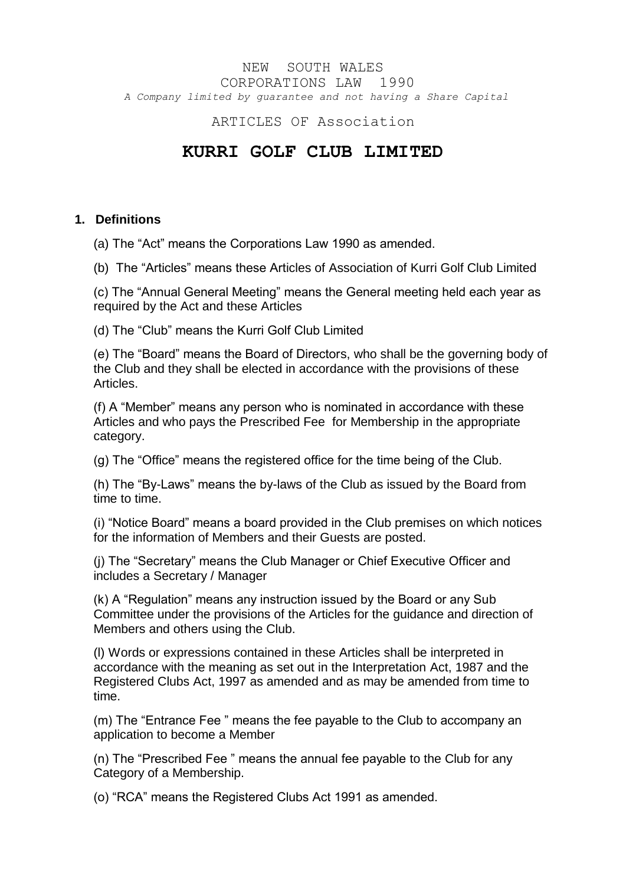NEW SOUTH WALES

CORPORATIONS LAW 1990

*A Company limited by guarantee and not having a Share Capital*

ARTICLES OF Association

# KURRI GOLF CLUB LIMITED

## 1. Definitions

(a) The "Act" means the Corporations Law 1990 as amended.

(b) The "Articles" means these Articles of Association of Kurri Golf Club Limited

(c) The "Annual General Meeting" means the General meeting held each year as required by the Act and these Articles

(d) The "Club" means the Kurri Golf Club Limited

(e) The "Board" means the Board of Directors, who shall be the governing body of the Club and they shall be elected in accordance with the provisions of these Articles.

(f) A "Member" means any person who is nominated in accordance with these Articles and who pays the Prescribed Fee for Membership in the appropriate category.

(g) The "Office" means the registered office for the time being of the Club.

(h) The "By-Laws" means the by-laws of the Club as issued by the Board from time to time.

(i) "Notice Board" means a board provided in the Club premises on which notices for the information of Members and their Guests are posted.

(j) The "Secretary" means the Club Manager or Chief Executive Officer and includes a Secretary / Manager

(k) A "Regulation" means any instruction issued by the Board or any Sub Committee under the provisions of the Articles for the guidance and direction of Members and others using the Club.

(l) Words or expressions contained in these Articles shall be interpreted in accordance with the meaning as set out in the Interpretation Act, 1987 and the Registered Clubs Act, 1997 as amended and as may be amended from time to time.

(m) The "Entrance Fee " means the fee payable to the Club to accompany an application to become a Member

(n) The "Prescribed Fee " means the annual fee payable to the Club for any Category of a Membership.

(o) "RCA" means the Registered Clubs Act 1991 as amended.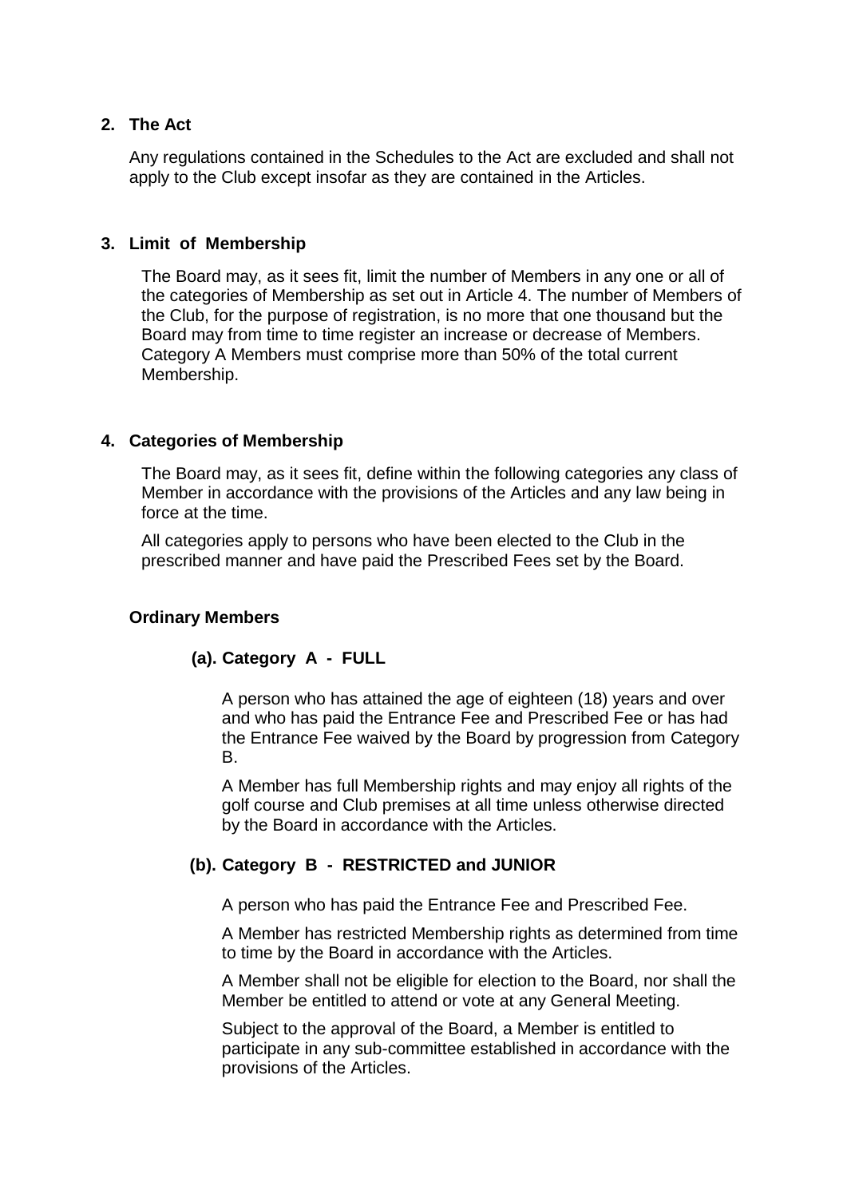## 2. The Act

Any regulations contained in the Schedules to the Act are excluded and shall not apply to the Club except insofar as they are contained in the Articles.

## 3. Limit of Membership

The Board may, as it sees fit, limit the number of Members in any one or all of the categories of Membership as set out in Article 4. The number of Members of the Club, for the purpose of registration, is no more that one thousand but the Board may from time to time register an increase or decrease of Members. Category A Members must comprise more than 50% of the total current Membership.

## 4. Categories of Membership

The Board may, as it sees fit, define within the following categories any class of Member in accordance with the provisions of the Articles and any law being in force at the time.

All categories apply to persons who have been elected to the Club in the prescribed manner and have paid the Prescribed Fees set by the Board.

### Ordinary Members

#### (a). Category A - FULL

A person who has attained the age of eighteen (18) years and over and who has paid the Entrance Fee and Prescribed Fee or has had the Entrance Fee waived by the Board by progression from Category B.

A Member has full Membership rights and may enjoy all rights of the golf course and Club premises at all time unless otherwise directed by the Board in accordance with the Articles.

#### (b). Category B - RESTRICTED and JUNIOR

A person who has paid the Entrance Fee and Prescribed Fee.

A Member has restricted Membership rights as determined from time to time by the Board in accordance with the Articles.

A Member shall not be eligible for election to the Board, nor shall the Member be entitled to attend or vote at any General Meeting.

Subject to the approval of the Board, a Member is entitled to participate in any sub-committee established in accordance with the provisions of the Articles.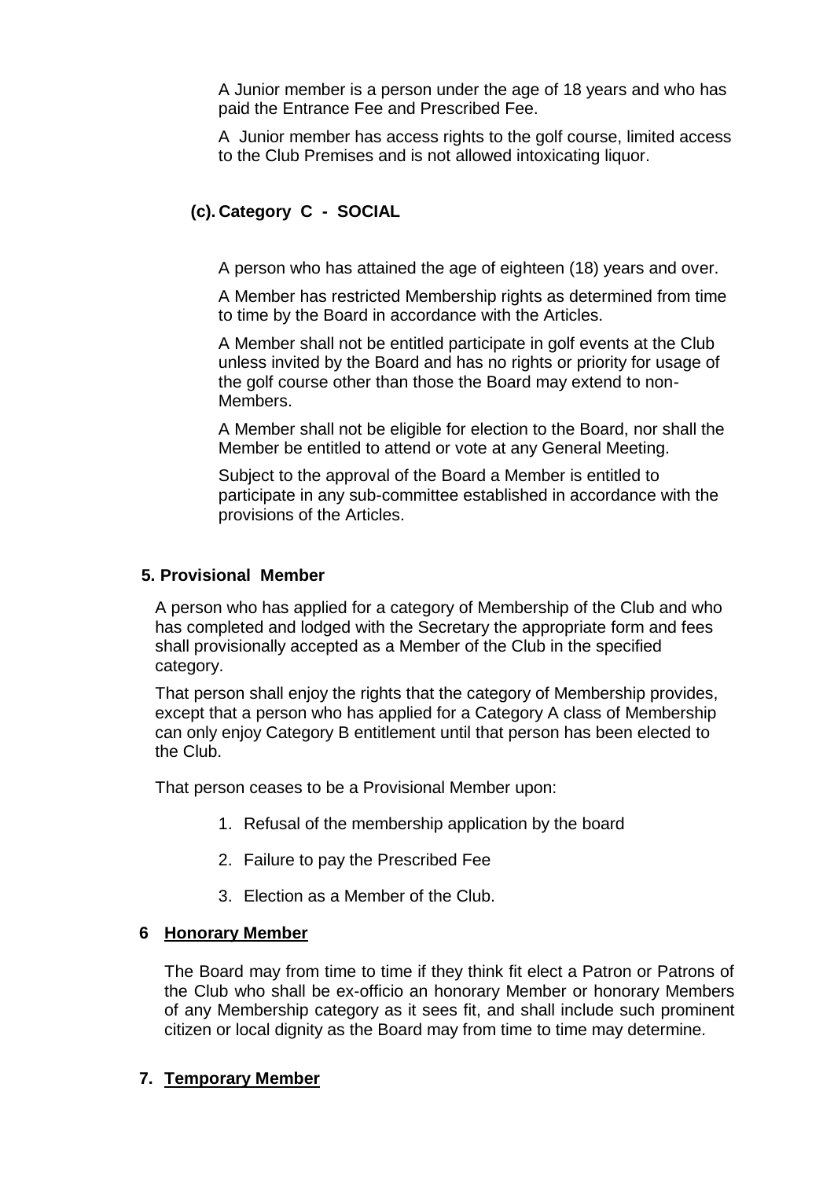A Junior member is a person under the age of 18 years and who has paid the Entrance Fee and Prescribed Fee.

A Junior member has access rights to the golf course, limited access to the Club Premises and is not allowed intoxicating liquor.

### (c). Category C - SOCIAL

A person who has attained the age of eighteen (18) years and over.

A Member has restricted Membership rights as determined from time to time by the Board in accordance with the Articles.

A Member shall not be entitled participate in golf events at the Club unless invited by the Board and has no rights or priority for usage of the golf course other than those the Board may extend to non-Members.

A Member shall not be eligible for election to the Board, nor shall the Member be entitled to attend or vote at any General Meeting.

Subject to the approval of the Board a Member is entitled to participate in any sub-committee established in accordance with the provisions of the Articles.

## 5. Provisional Member

A person who has applied for a category of Membership of the Club and who has completed and lodged with the Secretary the appropriate form and fees shall provisionally accepted as a Member of the Club in the specified category.

That person shall enjoy the rights that the category of Membership provides, except that a person who has applied for a Category A class of Membership can only enjoy Category B entitlement until that person has been elected to the Club.

That person ceases to be a Provisional Member upon:

1. Refusal of the membership application by the board
2. Failure to pay the Prescribed Fee
3. Election as a Member of the Club.

## 6 Honorary Member

The Board may from time to time if they think fit elect a Patron or Patrons of the Club who shall be ex-officio an honorary Member or honorary Members of any Membership category as it sees fit, and shall include such prominent citizen or local dignity as the Board may from time to time may determine.

## 7. Temporary Member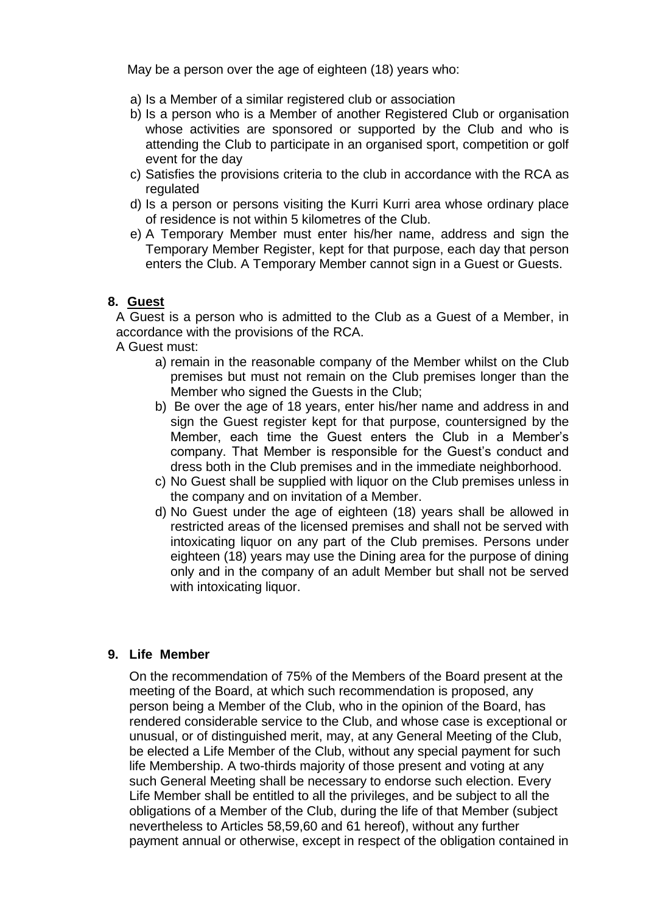May be a person over the age of eighteen (18) years who:

a) Is a Member of a similar registered club or association
b) Is a person who is a Member of another Registered Club or organisation whose activities are sponsored or supported by the Club and who is attending the Club to participate in an organised sport, competition or golf event for the day
c) Satisfies the provisions criteria to the club in accordance with the RCA as regulated
d) Is a person or persons visiting the Kurri Kurri area whose ordinary place of residence is not within 5 kilometres of the Club.
e) A Temporary Member must enter his/her name, address and sign the Temporary Member Register, kept for that purpose, each day that person enters the Club. A Temporary Member cannot sign in a Guest or Guests.

## 8. Guest

A Guest is a person who is admitted to the Club as a Guest of a Member, in accordance with the provisions of the RCA.

A Guest must:

a) remain in the reasonable company of the Member whilst on the Club premises but must not remain on the Club premises longer than the Member who signed the Guests in the Club;
b) Be over the age of 18 years, enter his/her name and address in and sign the Guest register kept for that purpose, countersigned by the Member, each time the Guest enters the Club in a Member's company. That Member is responsible for the Guest's conduct and dress both in the Club premises and in the immediate neighborhood.
c) No Guest shall be supplied with liquor on the Club premises unless in the company and on invitation of a Member.
d) No Guest under the age of eighteen (18) years shall be allowed in restricted areas of the licensed premises and shall not be served with intoxicating liquor on any part of the Club premises. Persons under eighteen (18) years may use the Dining area for the purpose of dining only and in the company of an adult Member but shall not be served with intoxicating liquor.

## 9. Life Member

On the recommendation of 75% of the Members of the Board present at the meeting of the Board, at which such recommendation is proposed, any person being a Member of the Club, who in the opinion of the Board, has rendered considerable service to the Club, and whose case is exceptional or unusual, or of distinguished merit, may, at any General Meeting of the Club, be elected a Life Member of the Club, without any special payment for such life Membership. A two-thirds majority of those present and voting at any such General Meeting shall be necessary to endorse such election. Every Life Member shall be entitled to all the privileges, and be subject to all the obligations of a Member of the Club, during the life of that Member (subject nevertheless to Articles 58,59,60 and 61 hereof), without any further payment annual or otherwise, except in respect of the obligation contained in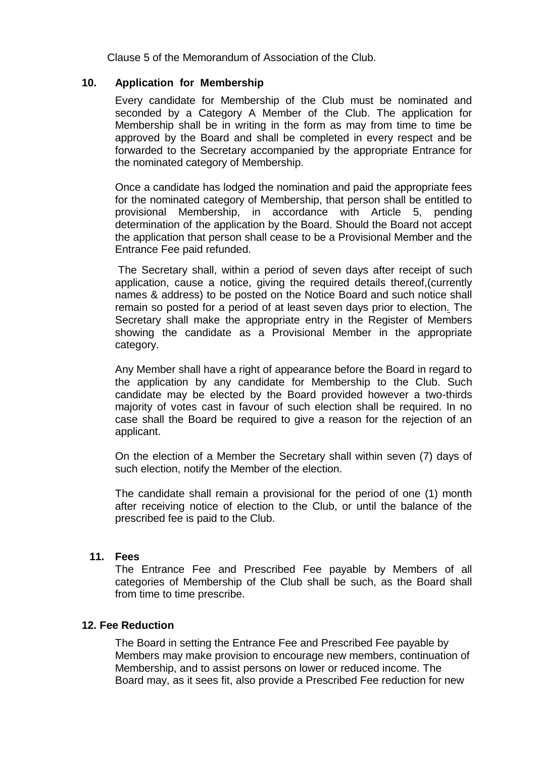Clause 5 of the Memorandum of Association of the Club.

## 10. Application for Membership

Every candidate for Membership of the Club must be nominated and seconded by a Category A Member of the Club. The application for Membership shall be in writing in the form as may from time to time be approved by the Board and shall be completed in every respect and be forwarded to the Secretary accompanied by the appropriate Entrance for the nominated category of Membership.

Once a candidate has lodged the nomination and paid the appropriate fees for the nominated category of Membership, that person shall be entitled to provisional Membership, in accordance with Article 5, pending determination of the application by the Board. Should the Board not accept the application that person shall cease to be a Provisional Member and the Entrance Fee paid refunded.

The Secretary shall, within a period of seven days after receipt of such application, cause a notice, giving the required details thereof,(currently names & address) to be posted on the Notice Board and such notice shall remain so posted for a period of at least seven days prior to election. The Secretary shall make the appropriate entry in the Register of Members showing the candidate as a Provisional Member in the appropriate category.

Any Member shall have a right of appearance before the Board in regard to the application by any candidate for Membership to the Club. Such candidate may be elected by the Board provided however a two-thirds majority of votes cast in favour of such election shall be required. In no case shall the Board be required to give a reason for the rejection of an applicant.

On the election of a Member the Secretary shall within seven (7) days of such election, notify the Member of the election.

The candidate shall remain a provisional for the period of one (1) month after receiving notice of election to the Club, or until the balance of the prescribed fee is paid to the Club.

## 11. Fees

The Entrance Fee and Prescribed Fee payable by Members of all categories of Membership of the Club shall be such, as the Board shall from time to time prescribe.

## 12. Fee Reduction

The Board in setting the Entrance Fee and Prescribed Fee payable by Members may make provision to encourage new members, continuation of Membership, and to assist persons on lower or reduced income. The Board may, as it sees fit, also provide a Prescribed Fee reduction for new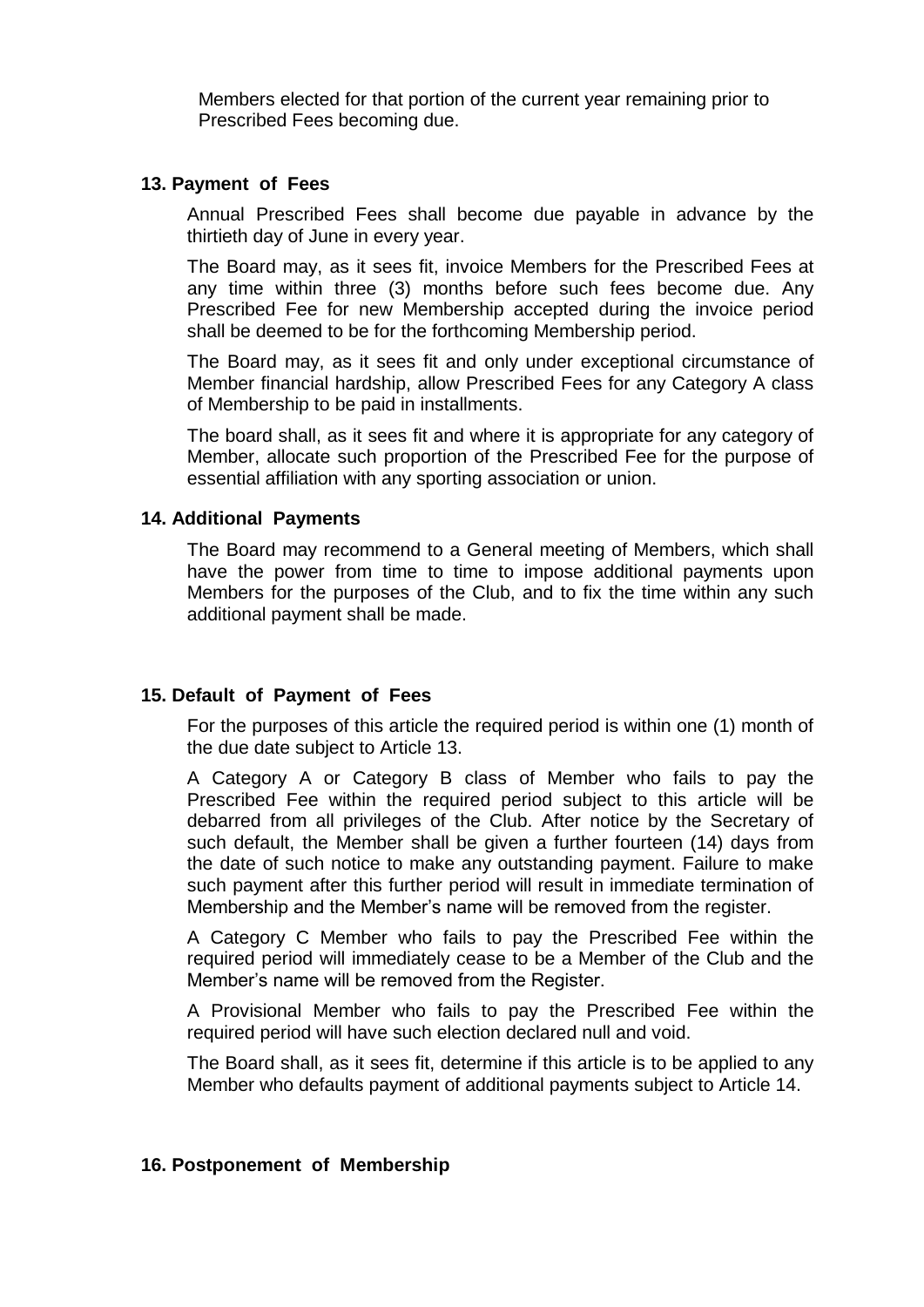Members elected for that portion of the current year remaining prior to Prescribed Fees becoming due.

### 13. Payment of Fees

Annual Prescribed Fees shall become due payable in advance by the thirtieth day of June in every year.

The Board may, as it sees fit, invoice Members for the Prescribed Fees at any time within three (3) months before such fees become due. Any Prescribed Fee for new Membership accepted during the invoice period shall be deemed to be for the forthcoming Membership period.

The Board may, as it sees fit and only under exceptional circumstance of Member financial hardship, allow Prescribed Fees for any Category A class of Membership to be paid in installments.

The board shall, as it sees fit and where it is appropriate for any category of Member, allocate such proportion of the Prescribed Fee for the purpose of essential affiliation with any sporting association or union.

### 14. Additional Payments

The Board may recommend to a General meeting of Members, which shall have the power from time to time to impose additional payments upon Members for the purposes of the Club, and to fix the time within any such additional payment shall be made.

### 15. Default of Payment of Fees

For the purposes of this article the required period is within one (1) month of the due date subject to Article 13.

A Category A or Category B class of Member who fails to pay the Prescribed Fee within the required period subject to this article will be debarred from all privileges of the Club. After notice by the Secretary of such default, the Member shall be given a further fourteen (14) days from the date of such notice to make any outstanding payment. Failure to make such payment after this further period will result in immediate termination of Membership and the Member's name will be removed from the register.

A Category C Member who fails to pay the Prescribed Fee within the required period will immediately cease to be a Member of the Club and the Member's name will be removed from the Register.

A Provisional Member who fails to pay the Prescribed Fee within the required period will have such election declared null and void.

The Board shall, as it sees fit, determine if this article is to be applied to any Member who defaults payment of additional payments subject to Article 14.

### 16. Postponement of Membership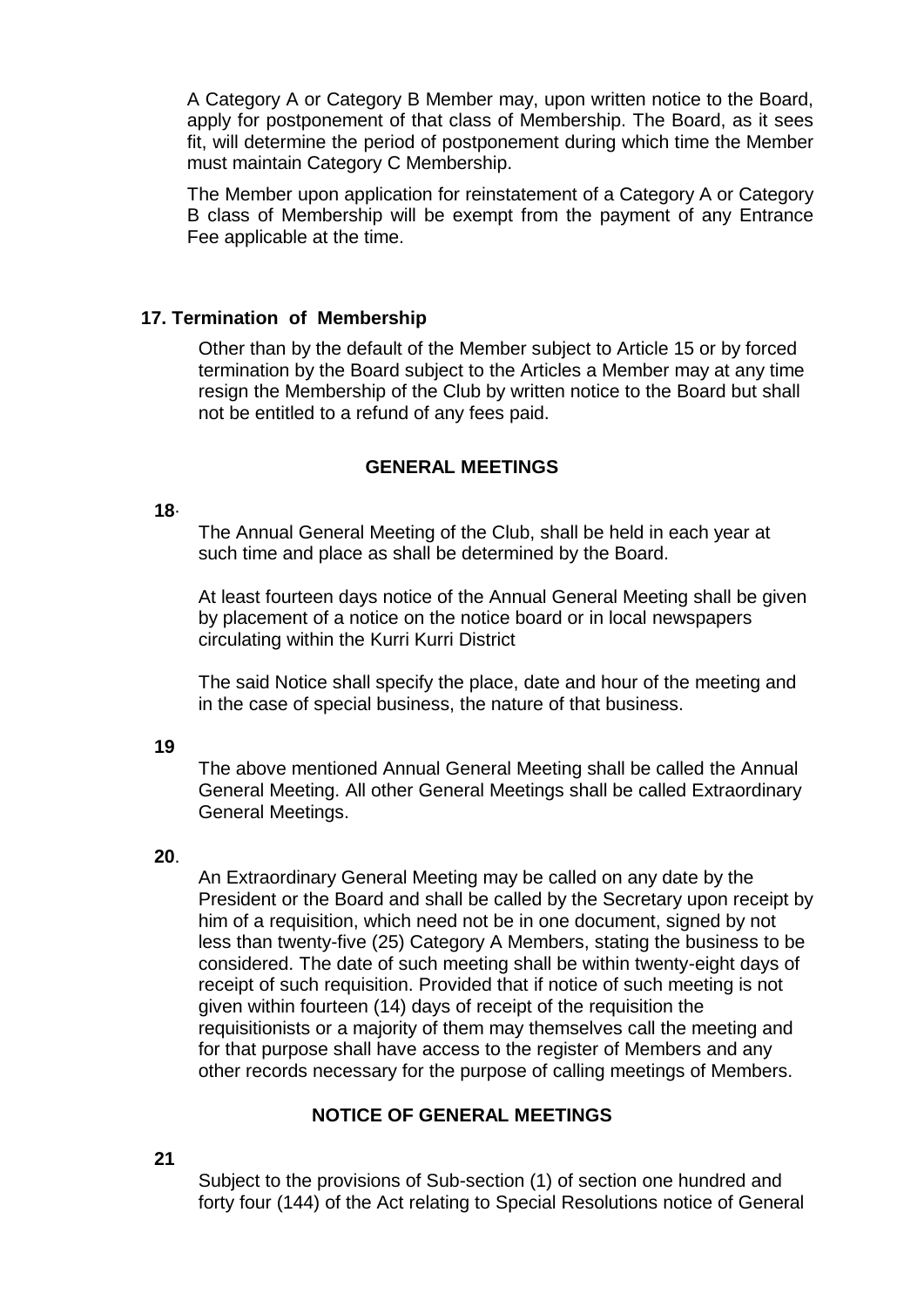A Category A or Category B Member may, upon written notice to the Board, apply for postponement of that class of Membership. The Board, as it sees fit, will determine the period of postponement during which time the Member must maintain Category C Membership.

The Member upon application for reinstatement of a Category A or Category B class of Membership will be exempt from the payment of any Entrance Fee applicable at the time.

### 17. Termination of Membership

Other than by the default of the Member subject to Article 15 or by forced termination by the Board subject to the Articles a Member may at any time resign the Membership of the Club by written notice to the Board but shall not be entitled to a refund of any fees paid.

## GENERAL MEETINGS

**18**.

The Annual General Meeting of the Club, shall be held in each year at such time and place as shall be determined by the Board.

At least fourteen days notice of the Annual General Meeting shall be given by placement of a notice on the notice board or in local newspapers circulating within the Kurri Kurri District

The said Notice shall specify the place, date and hour of the meeting and in the case of special business, the nature of that business.

**19**

The above mentioned Annual General Meeting shall be called the Annual General Meeting. All other General Meetings shall be called Extraordinary General Meetings.

**20**.

An Extraordinary General Meeting may be called on any date by the President or the Board and shall be called by the Secretary upon receipt by him of a requisition, which need not be in one document, signed by not less than twenty-five (25) Category A Members, stating the business to be considered. The date of such meeting shall be within twenty-eight days of receipt of such requisition. Provided that if notice of such meeting is not given within fourteen (14) days of receipt of the requisition the requisitionists or a majority of them may themselves call the meeting and for that purpose shall have access to the register of Members and any other records necessary for the purpose of calling meetings of Members.

## NOTICE OF GENERAL MEETINGS

**21**

Subject to the provisions of Sub-section (1) of section one hundred and forty four (144) of the Act relating to Special Resolutions notice of General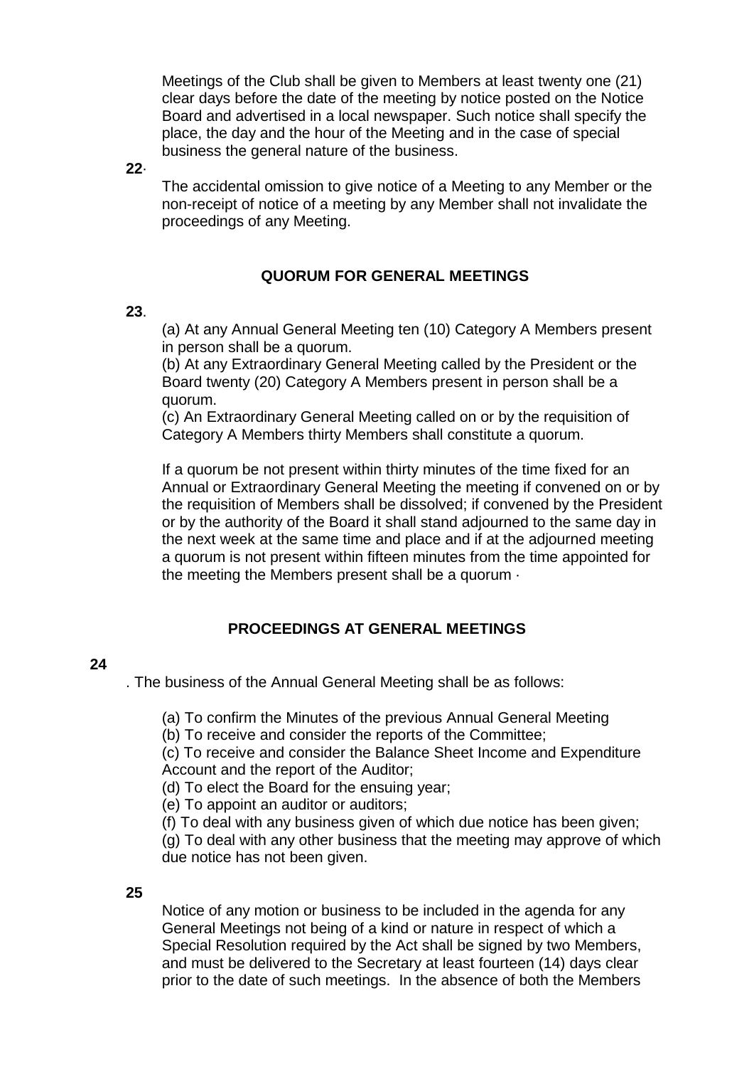Meetings of the Club shall be given to Members at least twenty one (21) clear days before the date of the meeting by notice posted on the Notice Board and advertised in a local newspaper. Such notice shall specify the place, the day and the hour of the Meeting and in the case of special business the general nature of the business.

**22**.

The accidental omission to give notice of a Meeting to any Member or the non-receipt of notice of a meeting by any Member shall not invalidate the proceedings of any Meeting.

### QUORUM FOR GENERAL MEETINGS

**23**.

(a) At any Annual General Meeting ten (10) Category A Members present in person shall be a quorum.

(b) At any Extraordinary General Meeting called by the President or the Board twenty (20) Category A Members present in person shall be a quorum.

(c) An Extraordinary General Meeting called on or by the requisition of Category A Members thirty Members shall constitute a quorum.

If a quorum be not present within thirty minutes of the time fixed for an Annual or Extraordinary General Meeting the meeting if convened on or by the requisition of Members shall be dissolved; if convened by the President or by the authority of the Board it shall stand adjourned to the same day in the next week at the same time and place and if at the adjourned meeting a quorum is not present within fifteen minutes from the time appointed for the meeting the Members present shall be a quorum ·

### PROCEEDINGS AT GENERAL MEETINGS

**24**

. The business of the Annual General Meeting shall be as follows:

(a) To confirm the Minutes of the previous Annual General Meeting

(b) To receive and consider the reports of the Committee;

(c) To receive and consider the Balance Sheet Income and Expenditure Account and the report of the Auditor;

(d) To elect the Board for the ensuing year;

(e) To appoint an auditor or auditors;

(f) To deal with any business given of which due notice has been given;

(g) To deal with any other business that the meeting may approve of which due notice has not been given.

**25**

Notice of any motion or business to be included in the agenda for any General Meetings not being of a kind or nature in respect of which a Special Resolution required by the Act shall be signed by two Members, and must be delivered to the Secretary at least fourteen (14) days clear prior to the date of such meetings. In the absence of both the Members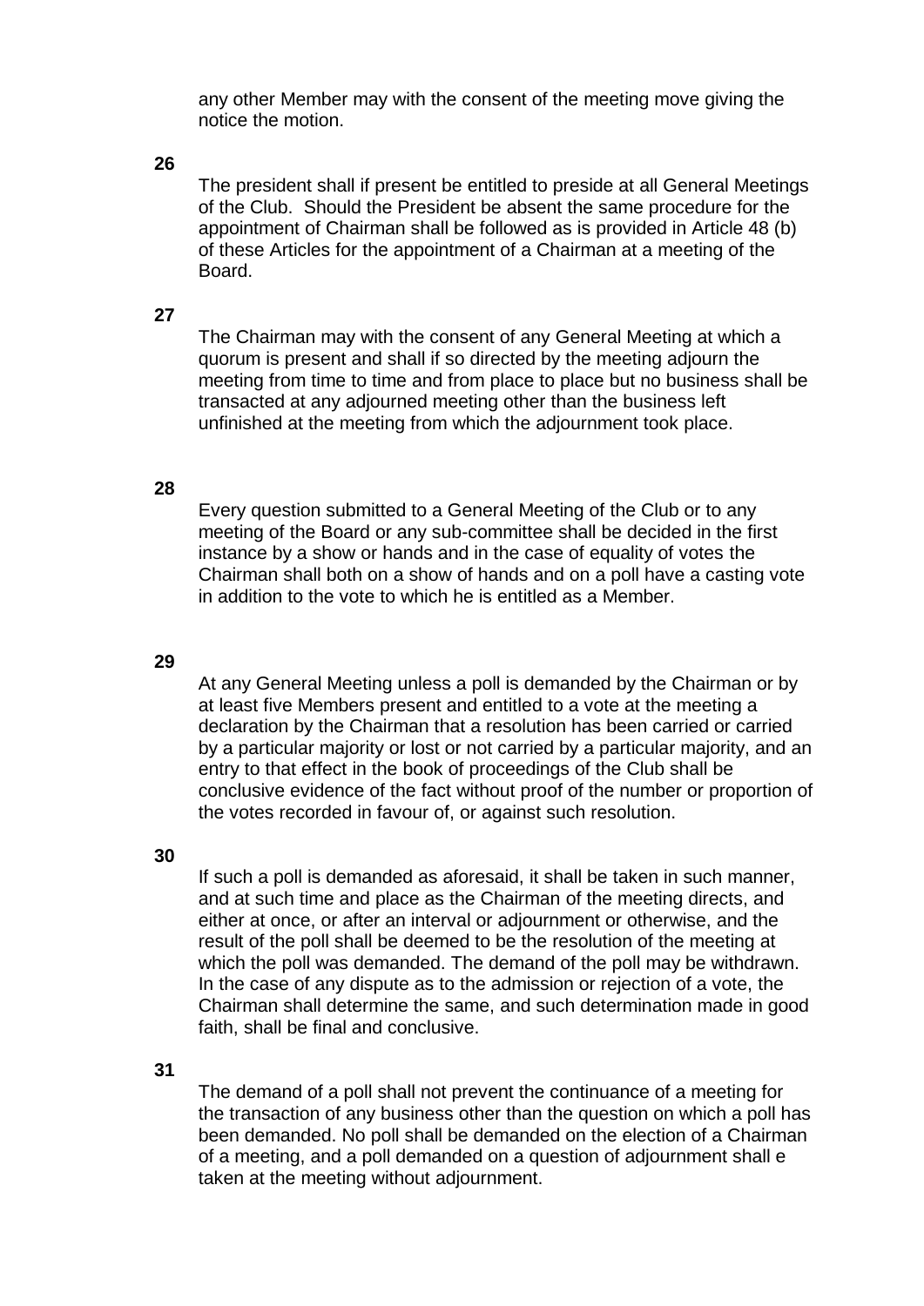any other Member may with the consent of the meeting move giving the notice the motion.

**26**

The president shall if present be entitled to preside at all General Meetings of the Club. Should the President be absent the same procedure for the appointment of Chairman shall be followed as is provided in Article 48 (b) of these Articles for the appointment of a Chairman at a meeting of the Board.

**27**

The Chairman may with the consent of any General Meeting at which a quorum is present and shall if so directed by the meeting adjourn the meeting from time to time and from place to place but no business shall be transacted at any adjourned meeting other than the business left unfinished at the meeting from which the adjournment took place.

**28**

Every question submitted to a General Meeting of the Club or to any meeting of the Board or any sub-committee shall be decided in the first instance by a show or hands and in the case of equality of votes the Chairman shall both on a show of hands and on a poll have a casting vote in addition to the vote to which he is entitled as a Member.

**29**

At any General Meeting unless a poll is demanded by the Chairman or by at least five Members present and entitled to a vote at the meeting a declaration by the Chairman that a resolution has been carried or carried by a particular majority or lost or not carried by a particular majority, and an entry to that effect in the book of proceedings of the Club shall be conclusive evidence of the fact without proof of the number or proportion of the votes recorded in favour of, or against such resolution.

**30**

If such a poll is demanded as aforesaid, it shall be taken in such manner, and at such time and place as the Chairman of the meeting directs, and either at once, or after an interval or adjournment or otherwise, and the result of the poll shall be deemed to be the resolution of the meeting at which the poll was demanded. The demand of the poll may be withdrawn. In the case of any dispute as to the admission or rejection of a vote, the Chairman shall determine the same, and such determination made in good faith, shall be final and conclusive.

**31**

The demand of a poll shall not prevent the continuance of a meeting for the transaction of any business other than the question on which a poll has been demanded. No poll shall be demanded on the election of a Chairman of a meeting, and a poll demanded on a question of adjournment shall e taken at the meeting without adjournment.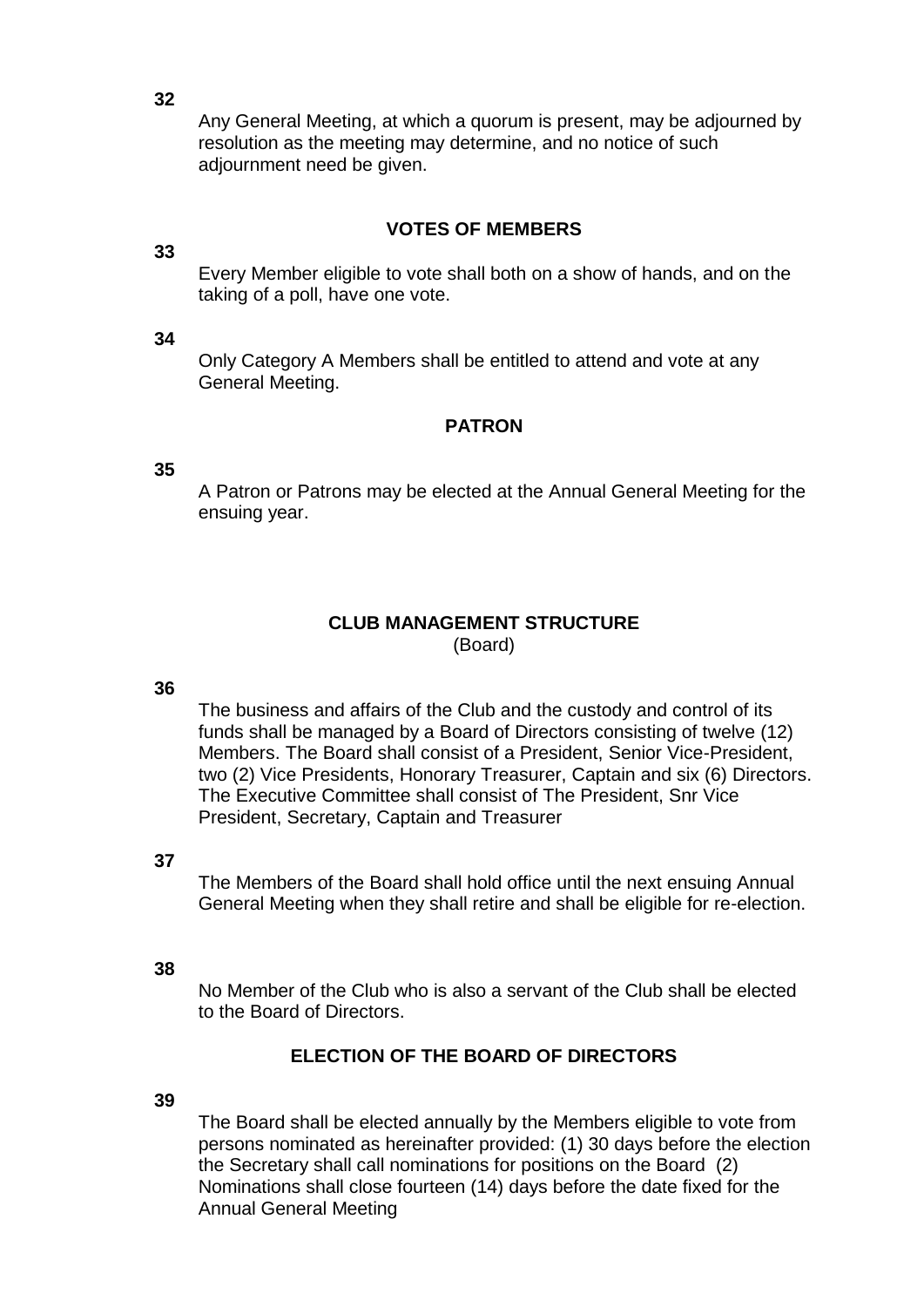**32**

Any General Meeting, at which a quorum is present, may be adjourned by resolution as the meeting may determine, and no notice of such adjournment need be given.

## VOTES OF MEMBERS

**33**

Every Member eligible to vote shall both on a show of hands, and on the taking of a poll, have one vote.

**34**

Only Category A Members shall be entitled to attend and vote at any General Meeting.

## PATRON

**35**

A Patron or Patrons may be elected at the Annual General Meeting for the ensuing year.

## CLUB MANAGEMENT STRUCTURE

(Board)

**36**

The business and affairs of the Club and the custody and control of its funds shall be managed by a Board of Directors consisting of twelve (12) Members. The Board shall consist of a President, Senior Vice-President, two (2) Vice Presidents, Honorary Treasurer, Captain and six (6) Directors. The Executive Committee shall consist of The President, Snr Vice President, Secretary, Captain and Treasurer

**37**

The Members of the Board shall hold office until the next ensuing Annual General Meeting when they shall retire and shall be eligible for re-election.

**38**

No Member of the Club who is also a servant of the Club shall be elected to the Board of Directors.

## ELECTION OF THE BOARD OF DIRECTORS

**39**

The Board shall be elected annually by the Members eligible to vote from persons nominated as hereinafter provided: (1) 30 days before the election the Secretary shall call nominations for positions on the Board (2) Nominations shall close fourteen (14) days before the date fixed for the Annual General Meeting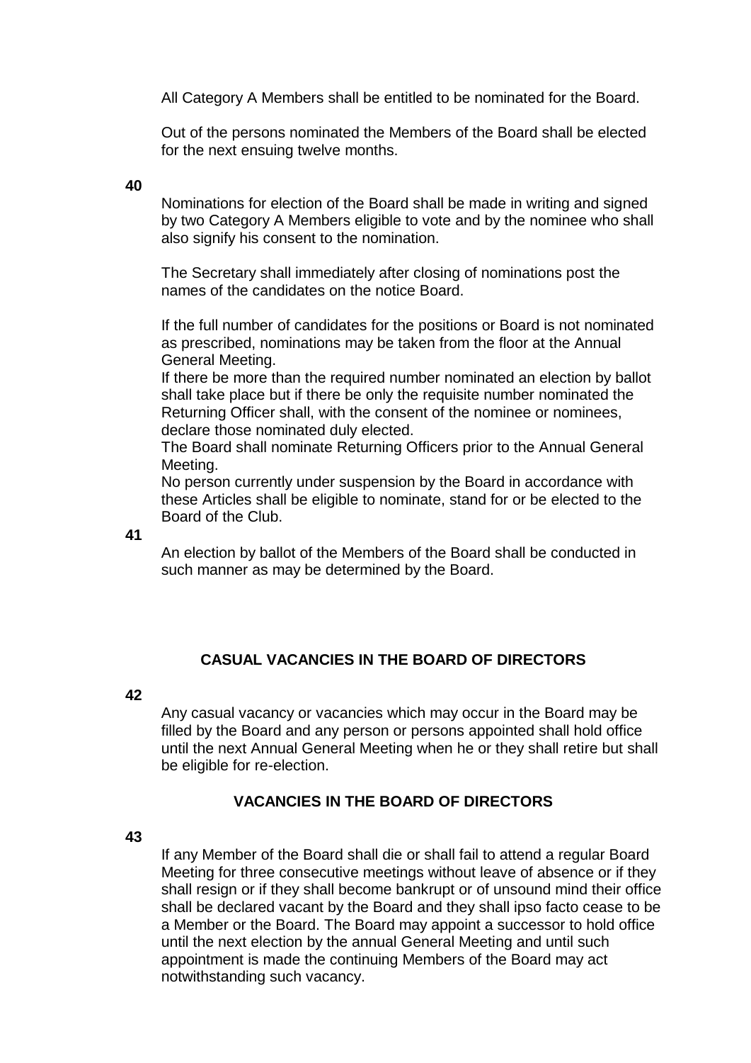All Category A Members shall be entitled to be nominated for the Board.

Out of the persons nominated the Members of the Board shall be elected for the next ensuing twelve months.

**40**

Nominations for election of the Board shall be made in writing and signed by two Category A Members eligible to vote and by the nominee who shall also signify his consent to the nomination.

The Secretary shall immediately after closing of nominations post the names of the candidates on the notice Board.

If the full number of candidates for the positions or Board is not nominated as prescribed, nominations may be taken from the floor at the Annual General Meeting.
If there be more than the required number nominated an election by ballot shall take place but if there be only the requisite number nominated the Returning Officer shall, with the consent of the nominee or nominees, declare those nominated duly elected.
The Board shall nominate Returning Officers prior to the Annual General Meeting.
No person currently under suspension by the Board in accordance with these Articles shall be eligible to nominate, stand for or be elected to the Board of the Club.

**41**

An election by ballot of the Members of the Board shall be conducted in such manner as may be determined by the Board.

## CASUAL VACANCIES IN THE BOARD OF DIRECTORS

**42**

Any casual vacancy or vacancies which may occur in the Board may be filled by the Board and any person or persons appointed shall hold office until the next Annual General Meeting when he or they shall retire but shall be eligible for re-election.

## VACANCIES IN THE BOARD OF DIRECTORS

**43**

If any Member of the Board shall die or shall fail to attend a regular Board Meeting for three consecutive meetings without leave of absence or if they shall resign or if they shall become bankrupt or of unsound mind their office shall be declared vacant by the Board and they shall ipso facto cease to be a Member or the Board. The Board may appoint a successor to hold office until the next election by the annual General Meeting and until such appointment is made the continuing Members of the Board may act notwithstanding such vacancy.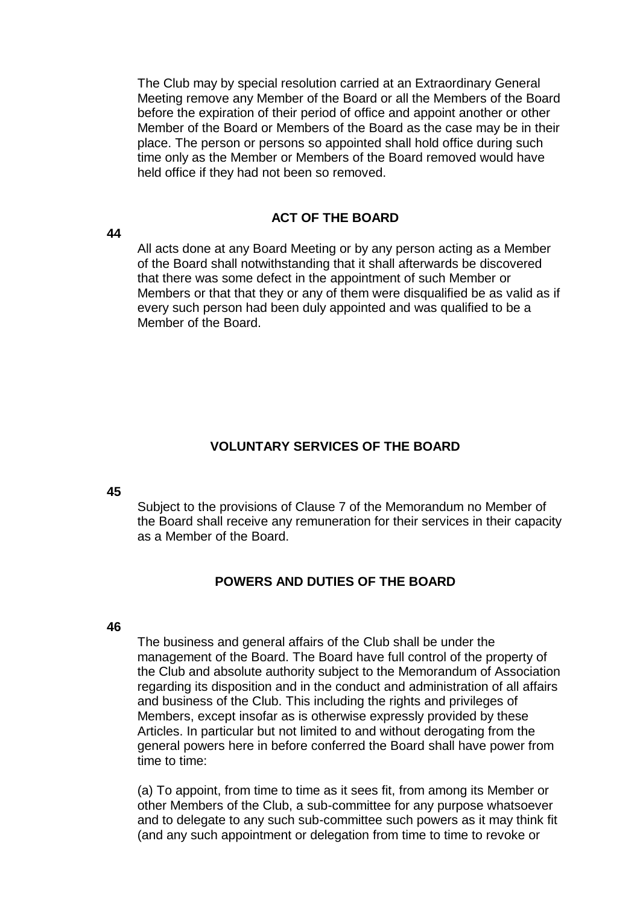The Club may by special resolution carried at an Extraordinary General Meeting remove any Member of the Board or all the Members of the Board before the expiration of their period of office and appoint another or other Member of the Board or Members of the Board as the case may be in their place. The person or persons so appointed shall hold office during such time only as the Member or Members of the Board removed would have held office if they had not been so removed.

## ACT OF THE BOARD

**44**

All acts done at any Board Meeting or by any person acting as a Member of the Board shall notwithstanding that it shall afterwards be discovered that there was some defect in the appointment of such Member or Members or that that they or any of them were disqualified be as valid as if every such person had been duly appointed and was qualified to be a Member of the Board.

## VOLUNTARY SERVICES OF THE BOARD

**45**

Subject to the provisions of Clause 7 of the Memorandum no Member of the Board shall receive any remuneration for their services in their capacity as a Member of the Board.

## POWERS AND DUTIES OF THE BOARD

**46**

The business and general affairs of the Club shall be under the management of the Board. The Board have full control of the property of the Club and absolute authority subject to the Memorandum of Association regarding its disposition and in the conduct and administration of all affairs and business of the Club. This including the rights and privileges of Members, except insofar as is otherwise expressly provided by these Articles. In particular but not limited to and without derogating from the general powers here in before conferred the Board shall have power from time to time:

(a) To appoint, from time to time as it sees fit, from among its Member or other Members of the Club, a sub-committee for any purpose whatsoever and to delegate to any such sub-committee such powers as it may think fit (and any such appointment or delegation from time to time to revoke or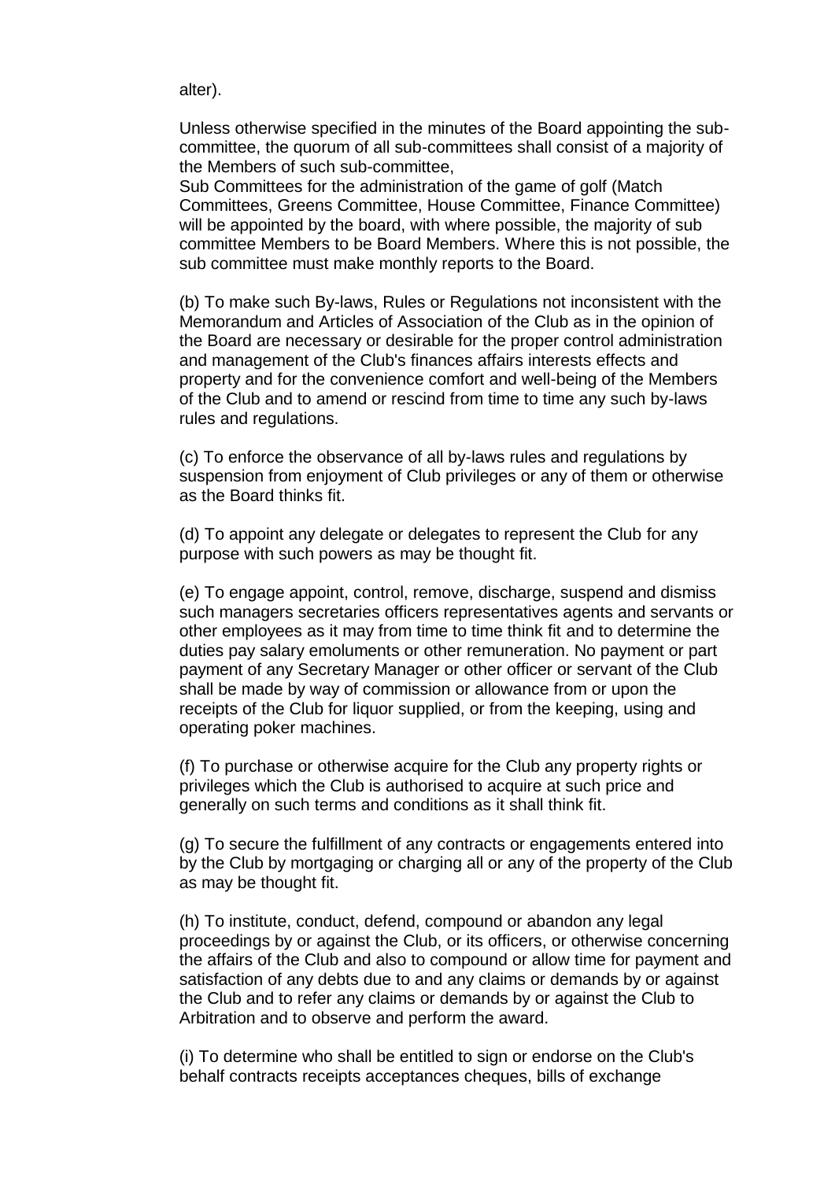alter).

Unless otherwise specified in the minutes of the Board appointing the sub-committee, the quorum of all sub-committees shall consist of a majority of the Members of such sub-committee,
Sub Committees for the administration of the game of golf (Match Committees, Greens Committee, House Committee, Finance Committee) will be appointed by the board, with where possible, the majority of sub committee Members to be Board Members. Where this is not possible, the sub committee must make monthly reports to the Board.

(b) To make such By-laws, Rules or Regulations not inconsistent with the Memorandum and Articles of Association of the Club as in the opinion of the Board are necessary or desirable for the proper control administration and management of the Club's finances affairs interests effects and property and for the convenience comfort and well-being of the Members of the Club and to amend or rescind from time to time any such by-laws rules and regulations.

(c) To enforce the observance of all by-laws rules and regulations by suspension from enjoyment of Club privileges or any of them or otherwise as the Board thinks fit.

(d) To appoint any delegate or delegates to represent the Club for any purpose with such powers as may be thought fit.

(e) To engage appoint, control, remove, discharge, suspend and dismiss such managers secretaries officers representatives agents and servants or other employees as it may from time to time think fit and to determine the duties pay salary emoluments or other remuneration. No payment or part payment of any Secretary Manager or other officer or servant of the Club shall be made by way of commission or allowance from or upon the receipts of the Club for liquor supplied, or from the keeping, using and operating poker machines.

(f) To purchase or otherwise acquire for the Club any property rights or privileges which the Club is authorised to acquire at such price and generally on such terms and conditions as it shall think fit.

(g) To secure the fulfillment of any contracts or engagements entered into by the Club by mortgaging or charging all or any of the property of the Club as may be thought fit.

(h) To institute, conduct, defend, compound or abandon any legal proceedings by or against the Club, or its officers, or otherwise concerning the affairs of the Club and also to compound or allow time for payment and satisfaction of any debts due to and any claims or demands by or against the Club and to refer any claims or demands by or against the Club to Arbitration and to observe and perform the award.

(i) To determine who shall be entitled to sign or endorse on the Club's behalf contracts receipts acceptances cheques, bills of exchange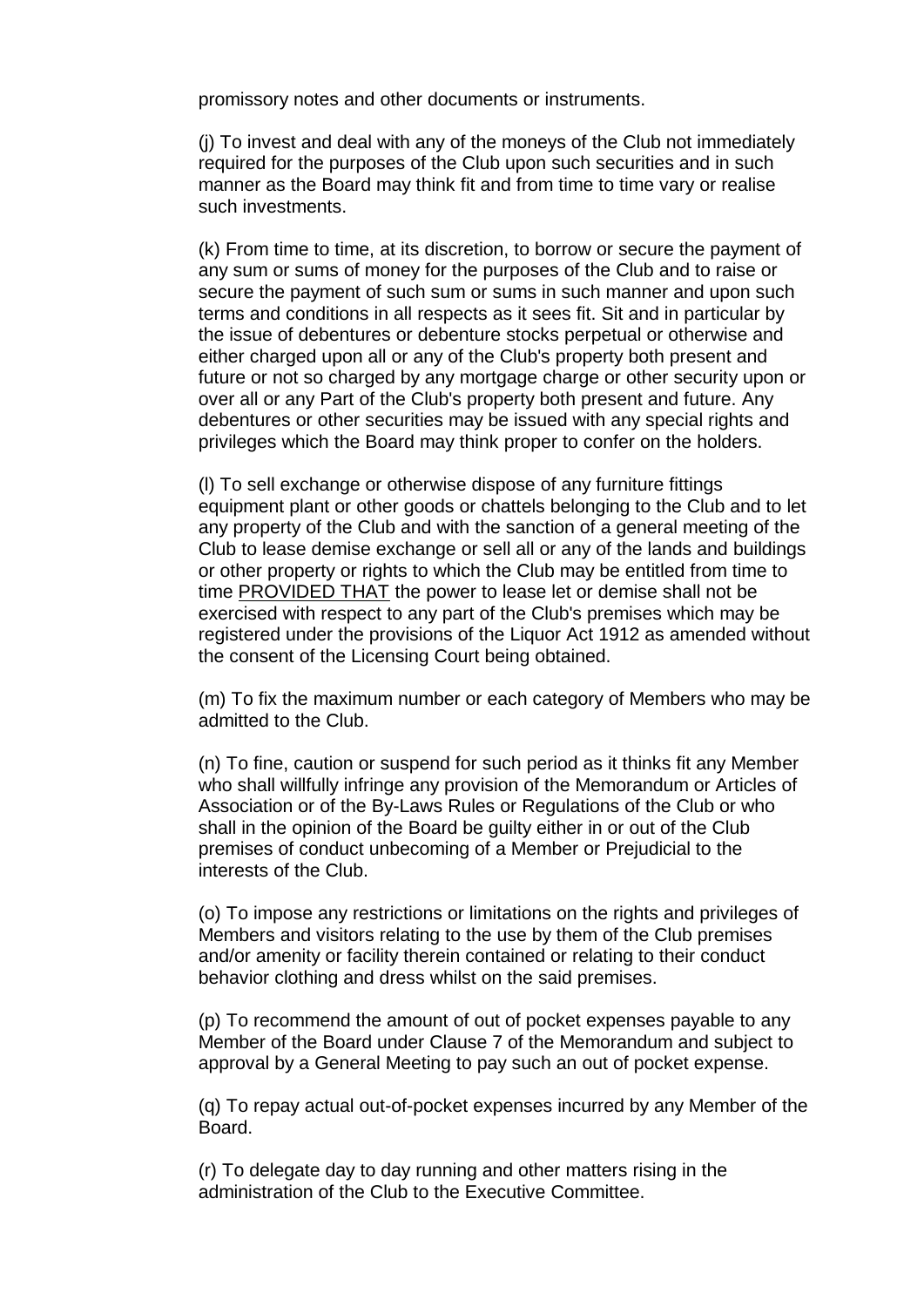promissory notes and other documents or instruments.

(j) To invest and deal with any of the moneys of the Club not immediately required for the purposes of the Club upon such securities and in such manner as the Board may think fit and from time to time vary or realise such investments.

(k) From time to time, at its discretion, to borrow or secure the payment of any sum or sums of money for the purposes of the Club and to raise or secure the payment of such sum or sums in such manner and upon such terms and conditions in all respects as it sees fit. Sit and in particular by the issue of debentures or debenture stocks perpetual or otherwise and either charged upon all or any of the Club's property both present and future or not so charged by any mortgage charge or other security upon or over all or any Part of the Club's property both present and future. Any debentures or other securities may be issued with any special rights and privileges which the Board may think proper to confer on the holders.

(l) To sell exchange or otherwise dispose of any furniture fittings equipment plant or other goods or chattels belonging to the Club and to let any property of the Club and with the sanction of a general meeting of the Club to lease demise exchange or sell all or any of the lands and buildings or other property or rights to which the Club may be entitled from time to time <u>PROVIDED THAT</u> the power to lease let or demise shall not be exercised with respect to any part of the Club's premises which may be registered under the provisions of the Liquor Act 1912 as amended without the consent of the Licensing Court being obtained.

(m) To fix the maximum number or each category of Members who may be admitted to the Club.

(n) To fine, caution or suspend for such period as it thinks fit any Member who shall willfully infringe any provision of the Memorandum or Articles of Association or of the By-Laws Rules or Regulations of the Club or who shall in the opinion of the Board be guilty either in or out of the Club premises of conduct unbecoming of a Member or Prejudicial to the interests of the Club.

(o) To impose any restrictions or limitations on the rights and privileges of Members and visitors relating to the use by them of the Club premises and/or amenity or facility therein contained or relating to their conduct behavior clothing and dress whilst on the said premises.

(p) To recommend the amount of out of pocket expenses payable to any Member of the Board under Clause 7 of the Memorandum and subject to approval by a General Meeting to pay such an out of pocket expense.

(q) To repay actual out-of-pocket expenses incurred by any Member of the Board.

(r) To delegate day to day running and other matters rising in the administration of the Club to the Executive Committee.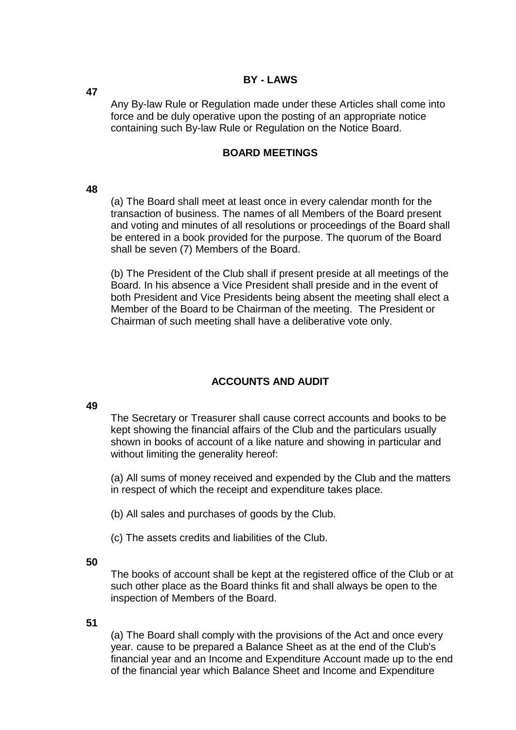## BY - LAWS

**47**

Any By-law Rule or Regulation made under these Articles shall come into force and be duly operative upon the posting of an appropriate notice containing such By-law Rule or Regulation on the Notice Board.

## BOARD MEETINGS

**48**

(a) The Board shall meet at least once in every calendar month for the transaction of business. The names of all Members of the Board present and voting and minutes of all resolutions or proceedings of the Board shall be entered in a book provided for the purpose. The quorum of the Board shall be seven (7) Members of the Board.

(b) The President of the Club shall if present preside at all meetings of the Board. In his absence a Vice President shall preside and in the event of both President and Vice Presidents being absent the meeting shall elect a Member of the Board to be Chairman of the meeting. The President or Chairman of such meeting shall have a deliberative vote only.

## ACCOUNTS AND AUDIT

**49**

The Secretary or Treasurer shall cause correct accounts and books to be kept showing the financial affairs of the Club and the particulars usually shown in books of account of a like nature and showing in particular and without limiting the generality hereof:

(a) All sums of money received and expended by the Club and the matters in respect of which the receipt and expenditure takes place.

(b) All sales and purchases of goods by the Club.

(c) The assets credits and liabilities of the Club.

**50**

The books of account shall be kept at the registered office of the Club or at such other place as the Board thinks fit and shall always be open to the inspection of Members of the Board.

**51**

(a) The Board shall comply with the provisions of the Act and once every year. cause to be prepared a Balance Sheet as at the end of the Club's financial year and an Income and Expenditure Account made up to the end of the financial year which Balance Sheet and Income and Expenditure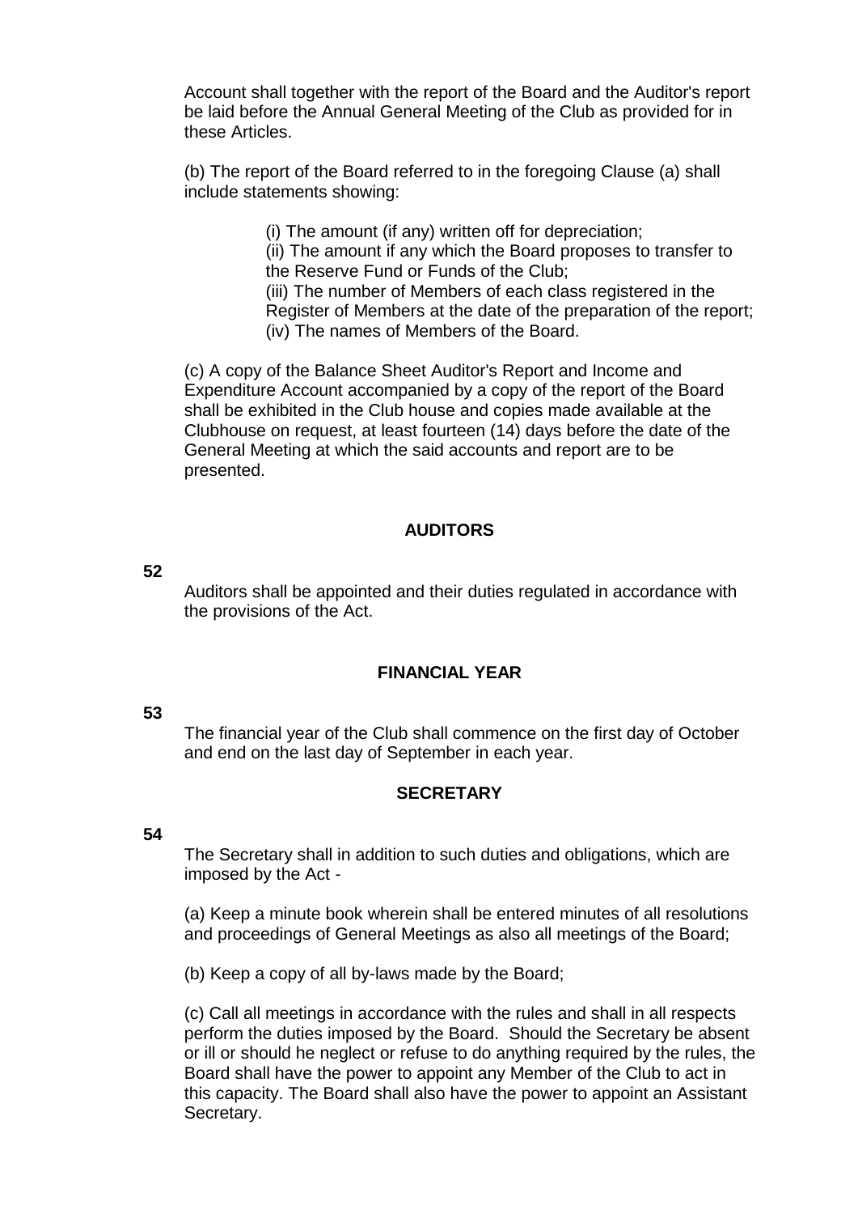Account shall together with the report of the Board and the Auditor's report be laid before the Annual General Meeting of the Club as provided for in these Articles.

(b) The report of the Board referred to in the foregoing Clause (a) shall include statements showing:

(i) The amount (if any) written off for depreciation;
(ii) The amount if any which the Board proposes to transfer to the Reserve Fund or Funds of the Club;
(iii) The number of Members of each class registered in the Register of Members at the date of the preparation of the report;
(iv) The names of Members of the Board.

(c) A copy of the Balance Sheet Auditor's Report and Income and Expenditure Account accompanied by a copy of the report of the Board shall be exhibited in the Club house and copies made available at the Clubhouse on request, at least fourteen (14) days before the date of the General Meeting at which the said accounts and report are to be presented.

## AUDITORS

**52**

Auditors shall be appointed and their duties regulated in accordance with the provisions of the Act.

## FINANCIAL YEAR

**53**

The financial year of the Club shall commence on the first day of October and end on the last day of September in each year.

## SECRETARY

**54**

The Secretary shall in addition to such duties and obligations, which are imposed by the Act -

(a) Keep a minute book wherein shall be entered minutes of all resolutions and proceedings of General Meetings as also all meetings of the Board;

(b) Keep a copy of all by-laws made by the Board;

(c) Call all meetings in accordance with the rules and shall in all respects perform the duties imposed by the Board. Should the Secretary be absent or ill or should he neglect or refuse to do anything required by the rules, the Board shall have the power to appoint any Member of the Club to act in this capacity. The Board shall also have the power to appoint an Assistant Secretary.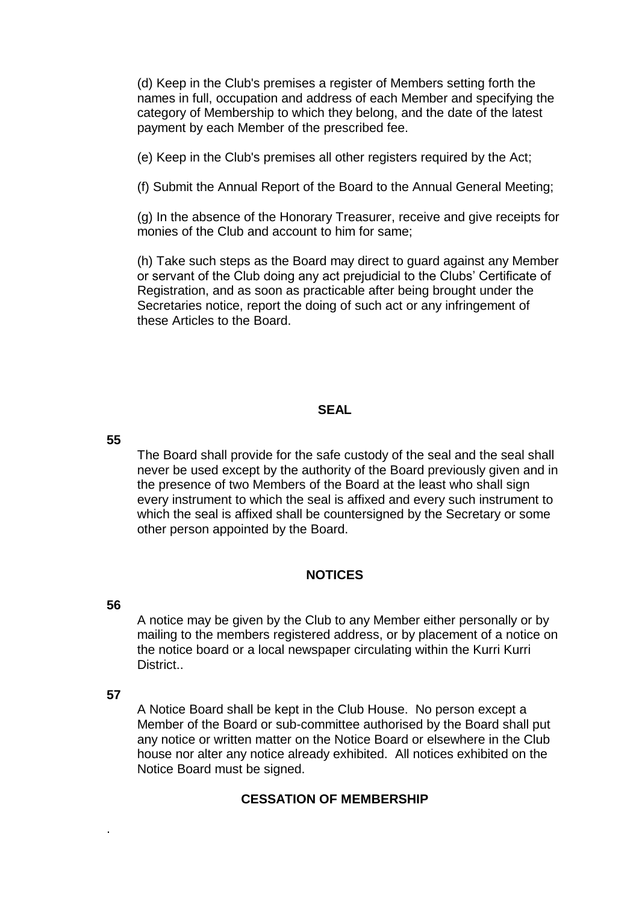(d) Keep in the Club's premises a register of Members setting forth the names in full, occupation and address of each Member and specifying the category of Membership to which they belong, and the date of the latest payment by each Member of the prescribed fee.

(e) Keep in the Club's premises all other registers required by the Act;

(f) Submit the Annual Report of the Board to the Annual General Meeting;

(g) In the absence of the Honorary Treasurer, receive and give receipts for monies of the Club and account to him for same;

(h) Take such steps as the Board may direct to guard against any Member or servant of the Club doing any act prejudicial to the Clubs' Certificate of Registration, and as soon as practicable after being brought under the Secretaries notice, report the doing of such act or any infringement of these Articles to the Board.

## SEAL

**55**

The Board shall provide for the safe custody of the seal and the seal shall never be used except by the authority of the Board previously given and in the presence of two Members of the Board at the least who shall sign every instrument to which the seal is affixed and every such instrument to which the seal is affixed shall be countersigned by the Secretary or some other person appointed by the Board.

## NOTICES

**56**

A notice may be given by the Club to any Member either personally or by mailing to the members registered address, or by placement of a notice on the notice board or a local newspaper circulating within the Kurri Kurri District..

**57**

A Notice Board shall be kept in the Club House. No person except a Member of the Board or sub-committee authorised by the Board shall put any notice or written matter on the Notice Board or elsewhere in the Club house nor alter any notice already exhibited. All notices exhibited on the Notice Board must be signed.

## CESSATION OF MEMBERSHIP

.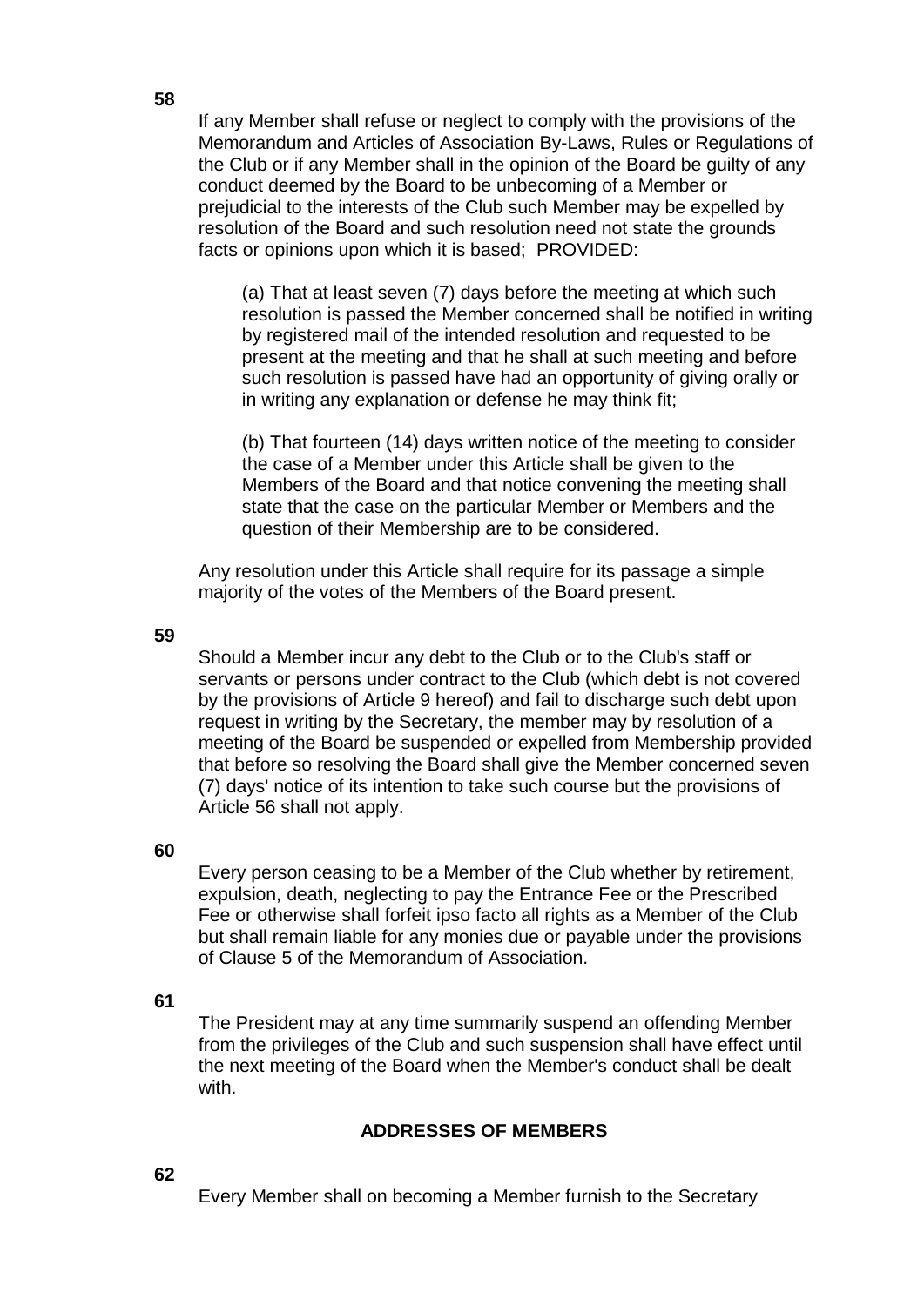**58**

If any Member shall refuse or neglect to comply with the provisions of the Memorandum and Articles of Association By-Laws, Rules or Regulations of the Club or if any Member shall in the opinion of the Board be guilty of any conduct deemed by the Board to be unbecoming of a Member or prejudicial to the interests of the Club such Member may be expelled by resolution of the Board and such resolution need not state the grounds facts or opinions upon which it is based; PROVIDED:

(a) That at least seven (7) days before the meeting at which such resolution is passed the Member concerned shall be notified in writing by registered mail of the intended resolution and requested to be present at the meeting and that he shall at such meeting and before such resolution is passed have had an opportunity of giving orally or in writing any explanation or defense he may think fit;

(b) That fourteen (14) days written notice of the meeting to consider the case of a Member under this Article shall be given to the Members of the Board and that notice convening the meeting shall state that the case on the particular Member or Members and the question of their Membership are to be considered.

Any resolution under this Article shall require for its passage a simple majority of the votes of the Members of the Board present.

**59**

Should a Member incur any debt to the Club or to the Club's staff or servants or persons under contract to the Club (which debt is not covered by the provisions of Article 9 hereof) and fail to discharge such debt upon request in writing by the Secretary, the member may by resolution of a meeting of the Board be suspended or expelled from Membership provided that before so resolving the Board shall give the Member concerned seven (7) days' notice of its intention to take such course but the provisions of Article 56 shall not apply.

**60**

Every person ceasing to be a Member of the Club whether by retirement, expulsion, death, neglecting to pay the Entrance Fee or the Prescribed Fee or otherwise shall forfeit ipso facto all rights as a Member of the Club but shall remain liable for any monies due or payable under the provisions of Clause 5 of the Memorandum of Association.

**61**

The President may at any time summarily suspend an offending Member from the privileges of the Club and such suspension shall have effect until the next meeting of the Board when the Member's conduct shall be dealt with.

## ADDRESSES OF MEMBERS

**62**

Every Member shall on becoming a Member furnish to the Secretary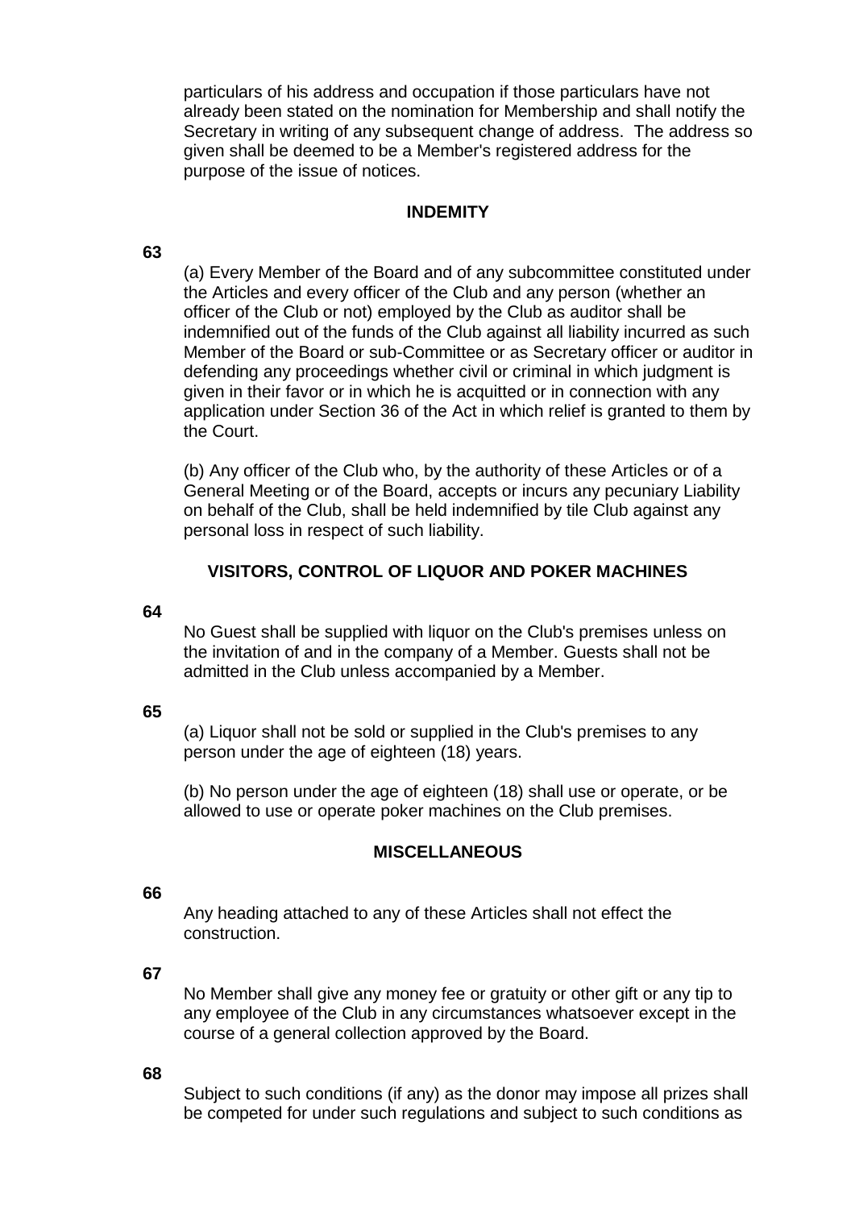particulars of his address and occupation if those particulars have not already been stated on the nomination for Membership and shall notify the Secretary in writing of any subsequent change of address. The address so given shall be deemed to be a Member's registered address for the purpose of the issue of notices.

## INDEMITY

**63**

(a) Every Member of the Board and of any subcommittee constituted under the Articles and every officer of the Club and any person (whether an officer of the Club or not) employed by the Club as auditor shall be indemnified out of the funds of the Club against all liability incurred as such Member of the Board or sub-Committee or as Secretary officer or auditor in defending any proceedings whether civil or criminal in which judgment is given in their favor or in which he is acquitted or in connection with any application under Section 36 of the Act in which relief is granted to them by the Court.

(b) Any officer of the Club who, by the authority of these Articles or of a General Meeting or of the Board, accepts or incurs any pecuniary Liability on behalf of the Club, shall be held indemnified by tile Club against any personal loss in respect of such liability.

## VISITORS, CONTROL OF LIQUOR AND POKER MACHINES

**64**

No Guest shall be supplied with liquor on the Club's premises unless on the invitation of and in the company of a Member. Guests shall not be admitted in the Club unless accompanied by a Member.

**65**

(a) Liquor shall not be sold or supplied in the Club's premises to any person under the age of eighteen (18) years.

(b) No person under the age of eighteen (18) shall use or operate, or be allowed to use or operate poker machines on the Club premises.

## MISCELLANEOUS

**66**

Any heading attached to any of these Articles shall not effect the construction.

**67**

No Member shall give any money fee or gratuity or other gift or any tip to any employee of the Club in any circumstances whatsoever except in the course of a general collection approved by the Board.

**68**

Subject to such conditions (if any) as the donor may impose all prizes shall be competed for under such regulations and subject to such conditions as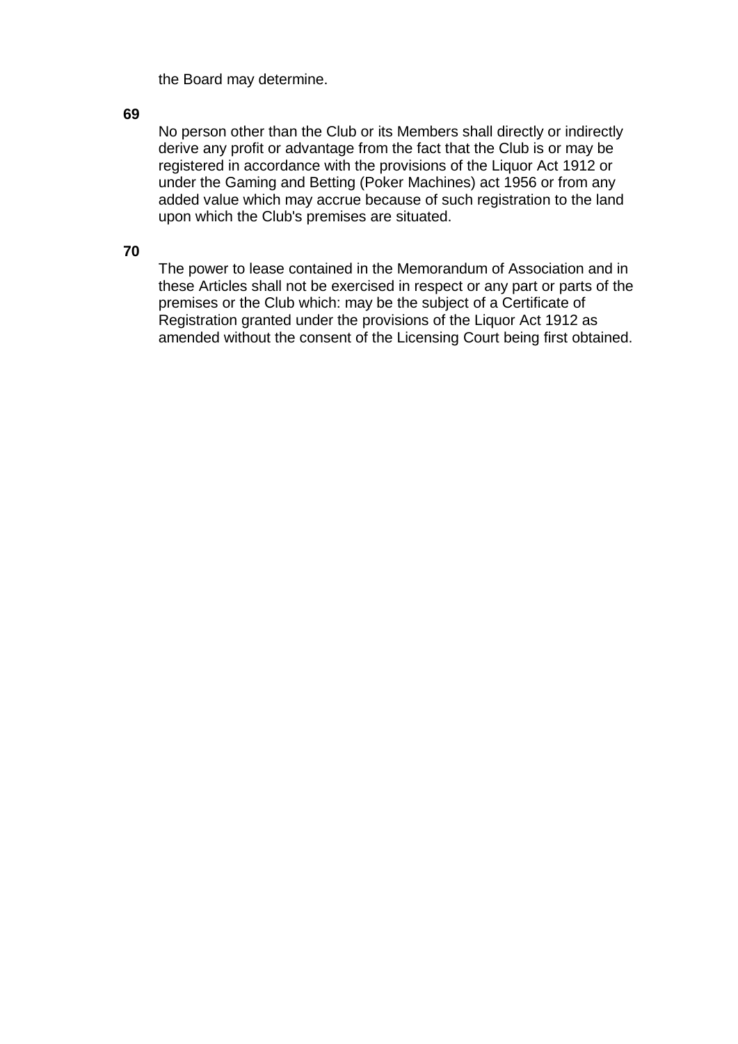the Board may determine.

**69**

No person other than the Club or its Members shall directly or indirectly derive any profit or advantage from the fact that the Club is or may be registered in accordance with the provisions of the Liquor Act 1912 or under the Gaming and Betting (Poker Machines) act 1956 or from any added value which may accrue because of such registration to the land upon which the Club's premises are situated.

**70**

The power to lease contained in the Memorandum of Association and in these Articles shall not be exercised in respect or any part or parts of the premises or the Club which: may be the subject of a Certificate of Registration granted under the provisions of the Liquor Act 1912 as amended without the consent of the Licensing Court being first obtained.